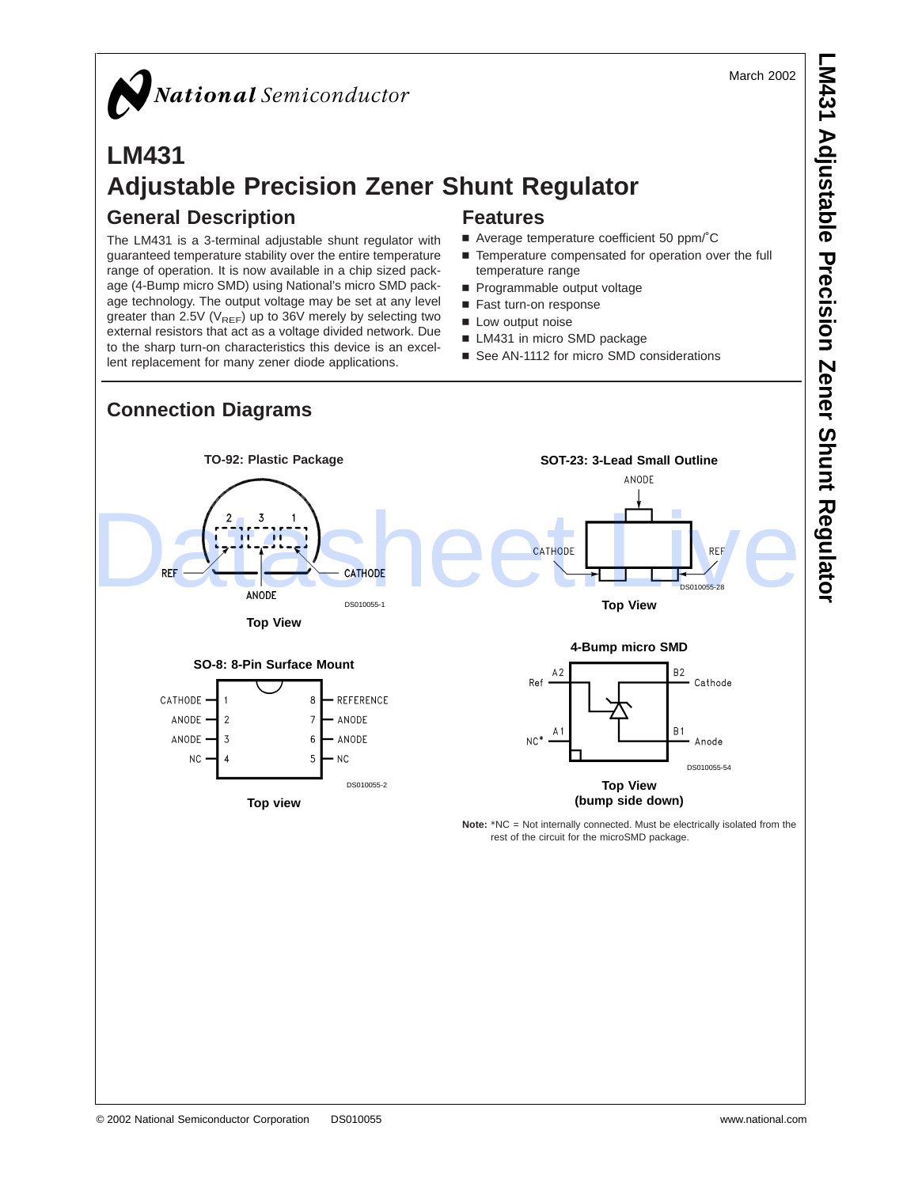March 2002

# LM431
# Adjustable Precision Zener Shunt Regulator

## General Description

The LM431 is a 3-terminal adjustable shunt regulator with guaranteed temperature stability over the entire temperature range of operation. It is now available in a chip sized package (4-Bump micro SMD) using National's micro SMD package technology. The output voltage may be set at any level greater than 2.5V ($V_{REF}$) up to 36V merely by selecting two external resistors that act as a voltage divided network. Due to the sharp turn-on characteristics this device is an excellent replacement for many zener diode applications.

## Features

- Average temperature coefficient 50 ppm/°C
- Temperature compensated for operation over the full temperature range
- Programmable output voltage
- Fast turn-on response
- Low output noise
- LM431 in micro SMD package
- See AN-1112 for micro SMD considerations

## Connection Diagrams

**TO-92: Plastic Package**

REF, ANODE, CATHODE (pins 2, 3, 1)

DS010055-1

**Top View**

**SOT-23: 3-Lead Small Outline**

ANODE, CATHODE, REF

DS010055-28

**Top View**

**SO-8: 8-Pin Surface Mount**

| Pin | Name | Pin | Name |
|---|---|---|---|
| 1 | CATHODE | 8 | REFERENCE |
| 2 | ANODE | 7 | ANODE |
| 3 | ANODE | 6 | ANODE |
| 4 | NC | 5 | NC |

DS010055-2

**Top view**

**4-Bump micro SMD**

A2 Ref, B2 Cathode, A1 NC*, B1 Anode

DS010055-54

**Top View**
**(bump side down)**

**Note:** *NC = Not internally connected. Must be electrically isolated from the rest of the circuit for the microSMD package.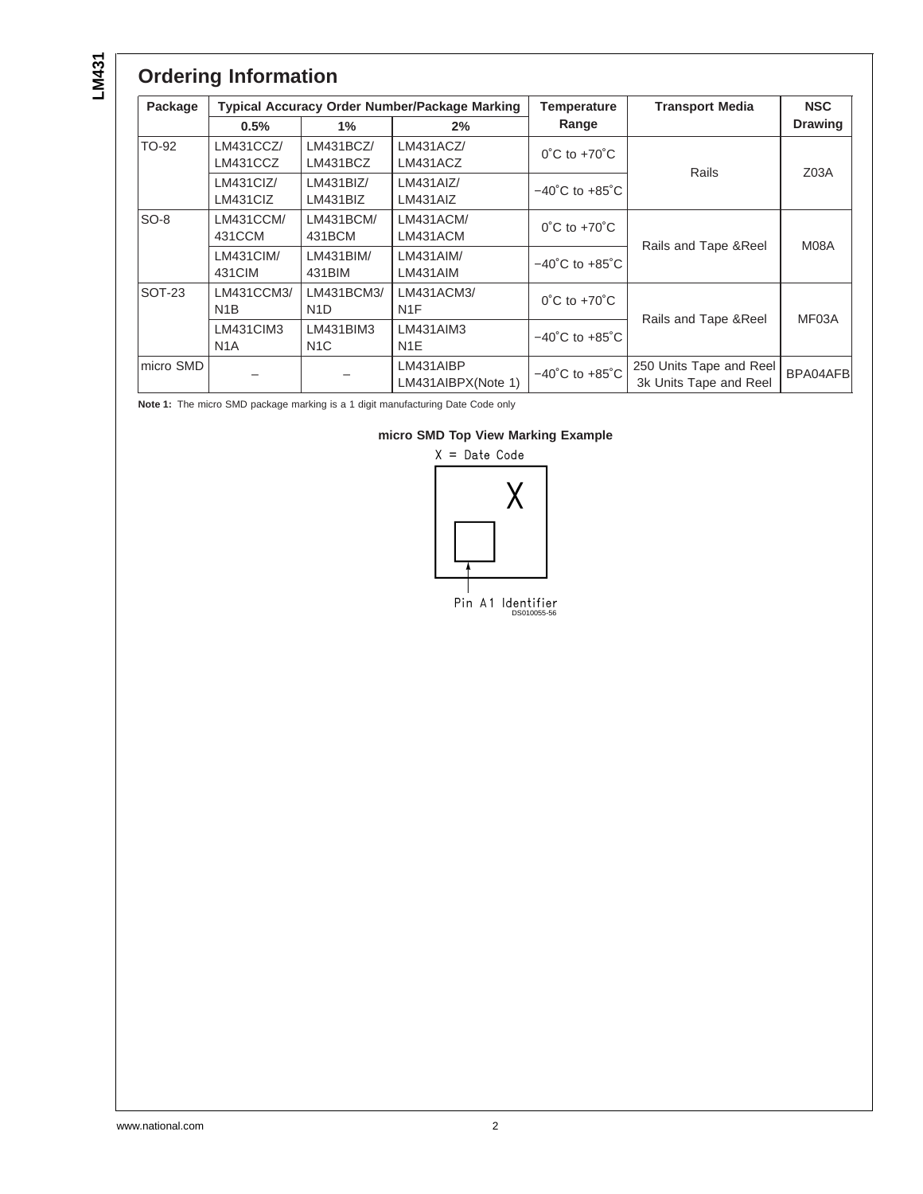## Ordering Information

| Package | Typical Accuracy Order Number/Package Marking | | | Temperature Range | Transport Media | NSC Drawing |
|---|---|---|---|---|---|---|
| | 0.5% | 1% | 2% | | | |
| TO-92 | LM431CCZ/ LM431CCZ | LM431BCZ/ LM431BCZ | LM431ACZ/ LM431ACZ | 0˚C to +70˚C | Rails | Z03A |
| | LM431CIZ/ LM431CIZ | LM431BIZ/ LM431BIZ | LM431AIZ/ LM431AIZ | −40˚C to +85˚C | | |
| SO-8 | LM431CCM/ 431CCM | LM431BCM/ 431BCM | LM431ACM/ LM431ACM | 0˚C to +70˚C | Rails and Tape &Reel | M08A |
| | LM431CIM/ 431CIM | LM431BIM/ 431BIM | LM431AIM/ LM431AIM | −40˚C to +85˚C | | |
| SOT-23 | LM431CCM3/ N1B | LM431BCM3/ N1D | LM431ACM3/ N1F | 0˚C to +70˚C | Rails and Tape &Reel | MF03A |
| | LM431CIM3 N1A | LM431BIM3 N1C | LM431AIM3 N1E | −40˚C to +85˚C | | |
| micro SMD | – | – | LM431AIBP LM431AIBPX(Note 1) | −40˚C to +85˚C | 250 Units Tape and Reel 3k Units Tape and Reel | BPA04AFB |

**Note 1:** The micro SMD package marking is a 1 digit manufacturing Date Code only

**micro SMD Top View Marking Example**

X = Date Code

X

Pin A1 Identifier

DS010055-56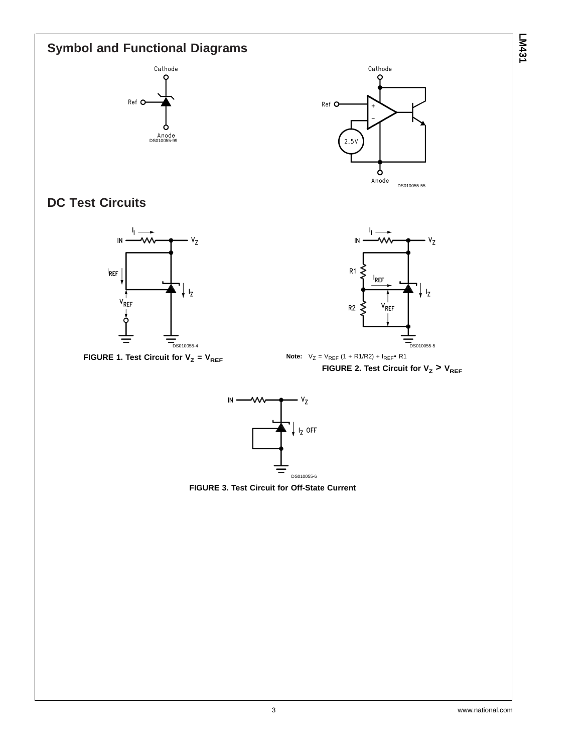## Symbol and Functional Diagrams

DS010055-99

DS010055-55

## DC Test Circuits

DS010055-4

**FIGURE 1. Test Circuit for $V_Z = V_{REF}$**

DS010055-5

**Note:** $V_Z = V_{REF} (1 + R1/R2) + I_{REF} \cdot R1$

**FIGURE 2. Test Circuit for $V_Z > V_{REF}$**

DS010055-6

**FIGURE 3. Test Circuit for Off-State Current**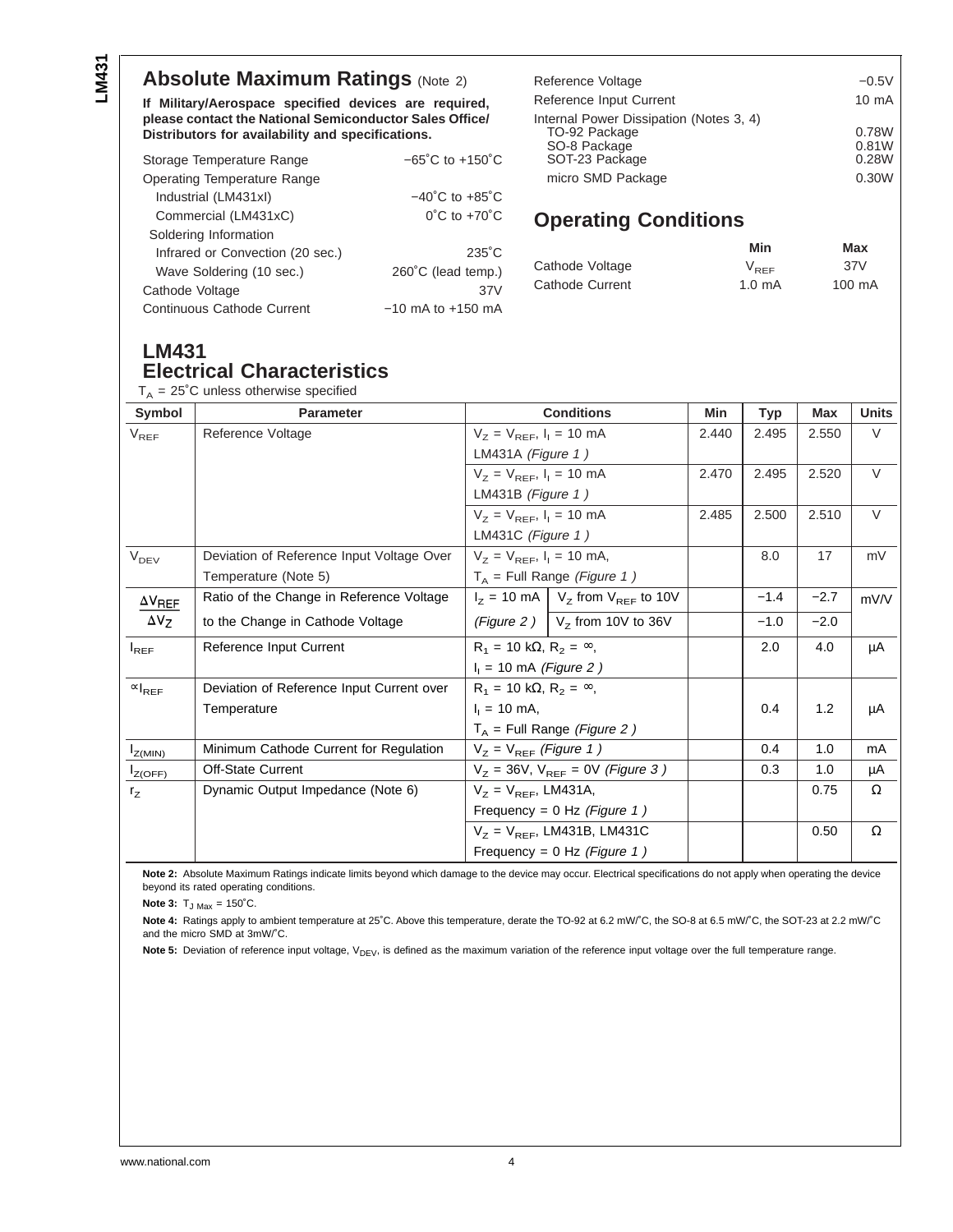## Absolute Maximum Ratings (Note 2)

**If Military/Aerospace specified devices are required, please contact the National Semiconductor Sales Office/ Distributors for availability and specifications.**

| | |
|---|---|
| Storage Temperature Range | −65˚C to +150˚C |
| Operating Temperature Range | |
| Industrial (LM431xI) | −40˚C to +85˚C |
| Commercial (LM431xC) | 0˚C to +70˚C |
| Soldering Information | |
| Infrared or Convection (20 sec.) | 235˚C |
| Wave Soldering (10 sec.) | 260˚C (lead temp.) |
| Cathode Voltage | 37V |
| Continuous Cathode Current | −10 mA to +150 mA |
| Reference Voltage | −0.5V |
| Reference Input Current | 10 mA |
| Internal Power Dissipation (Notes 3, 4) | |
| TO-92 Package | 0.78W |
| SO-8 Package | 0.81W |
| SOT-23 Package | 0.28W |
| micro SMD Package | 0.30W |

## Operating Conditions

| | Min | Max |
|---|---|---|
| Cathode Voltage | $V_{REF}$ | 37V |
| Cathode Current | 1.0 mA | 100 mA |

## LM431 Electrical Characteristics

$T_A$ = 25˚C unless otherwise specified

| Symbol | Parameter | Conditions | | Min | Typ | Max | Units |
|---|---|---|---|---|---|---|---|
| $V_{REF}$ | Reference Voltage | $V_Z = V_{REF}$, $I_I$ = 10 mA LM431A *(Figure 1 )* | | 2.440 | 2.495 | 2.550 | V |
| | | $V_Z = V_{REF}$, $I_I$ = 10 mA LM431B *(Figure 1 )* | | 2.470 | 2.495 | 2.520 | V |
| | | $V_Z = V_{REF}$, $I_I$ = 10 mA LM431C *(Figure 1 )* | | 2.485 | 2.500 | 2.510 | V |
| $V_{DEV}$ | Deviation of Reference Input Voltage Over Temperature (Note 5) | $V_Z = V_{REF}$, $I_I$ = 10 mA, $T_A$ = Full Range *(Figure 1 )* | | | 8.0 | 17 | mV |
| $\frac{\Delta V_{REF}}{\Delta V_Z}$ | Ratio of the Change in Reference Voltage to the Change in Cathode Voltage | $I_Z$ = 10 mA *(Figure 2 )* | $V_Z$ from $V_{REF}$ to 10V | | −1.4 | −2.7 | mV/V |
| | | | $V_Z$ from 10V to 36V | | −1.0 | −2.0 | |
| $I_{REF}$ | Reference Input Current | $R_1$ = 10 kΩ, $R_2$ = ∞, $I_I$ = 10 mA *(Figure 2 )* | | | 2.0 | 4.0 | µA |
| $\propto I_{REF}$ | Deviation of Reference Input Current over Temperature | $R_1$ = 10 kΩ, $R_2$ = ∞, $I_I$ = 10 mA, $T_A$ = Full Range *(Figure 2 )* | | | 0.4 | 1.2 | µA |
| $I_{Z(MIN)}$ | Minimum Cathode Current for Regulation | $V_Z = V_{REF}$ *(Figure 1 )* | | | 0.4 | 1.0 | mA |
| $I_{Z(OFF)}$ | Off-State Current | $V_Z$ = 36V, $V_{REF}$ = 0V *(Figure 3 )* | | | 0.3 | 1.0 | µA |
| $r_Z$ | Dynamic Output Impedance (Note 6) | $V_Z = V_{REF}$, LM431A, Frequency = 0 Hz *(Figure 1 )* | | | | 0.75 | Ω |
| | | $V_Z = V_{REF}$, LM431B, LM431C Frequency = 0 Hz *(Figure 1 )* | | | | 0.50 | Ω |

**Note 2:** Absolute Maximum Ratings indicate limits beyond which damage to the device may occur. Electrical specifications do not apply when operating the device beyond its rated operating conditions.

**Note 3:** $T_{J\ Max}$ = 150˚C.

**Note 4:** Ratings apply to ambient temperature at 25˚C. Above this temperature, derate the TO-92 at 6.2 mW/˚C, the SO-8 at 6.5 mW/˚C, the SOT-23 at 2.2 mW/˚C and the micro SMD at 3mW/˚C.

**Note 5:** Deviation of reference input voltage, $V_{DEV}$, is defined as the maximum variation of the reference input voltage over the full temperature range.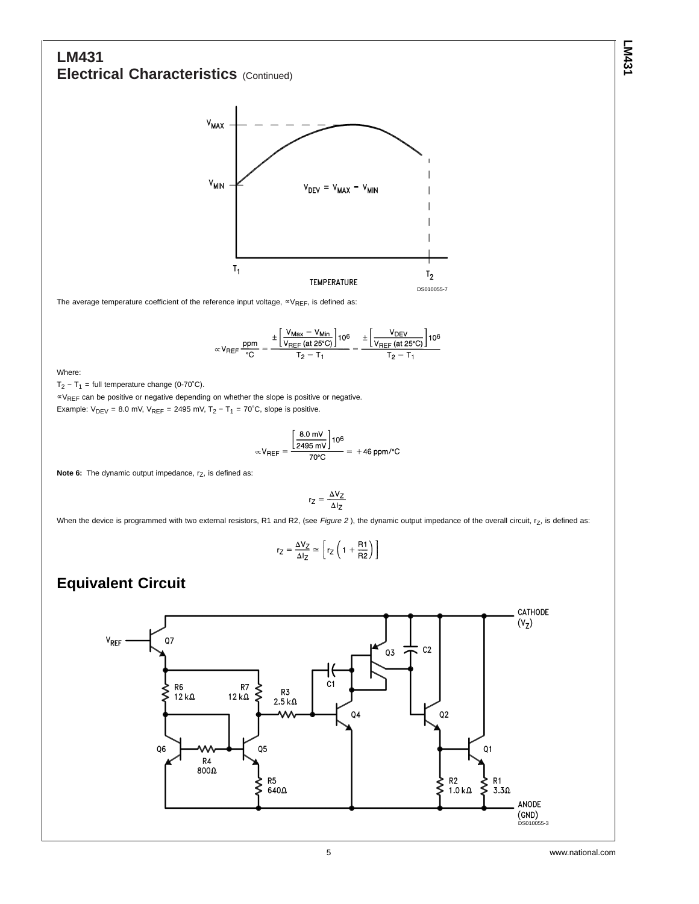## LM431

## Electrical Characteristics (Continued)

DS010055-7

The average temperature coefficient of the reference input voltage, $\propto V_{REF}$, is defined as:

$$\propto V_{REF} \frac{ppm}{°C} = \frac{\pm \left[ \frac{V_{Max} - V_{Min}}{V_{REF} \text{ (at 25°C)}} \right] 10^6}{T_2 - T_1} = \frac{\pm \left[ \frac{V_{DEV}}{V_{REF} \text{ (at 25°C)}} \right] 10^6}{T_2 - T_1}$$

Where:

$T_2 - T_1$ = full temperature change (0-70˚C).

$\propto V_{REF}$ can be positive or negative depending on whether the slope is positive or negative.

Example: $V_{DEV}$ = 8.0 mV, $V_{REF}$ = 2495 mV, $T_2 - T_1$ = 70˚C, slope is positive.

$$\propto V_{REF} = \frac{\left[ \frac{8.0 \text{ mV}}{2495 \text{ mV}} \right] 10^6}{70°C} = +46 \text{ ppm/°C}$$

**Note 6:** The dynamic output impedance, $r_Z$, is defined as:

$$r_Z = \frac{\Delta V_Z}{\Delta I_Z}$$

When the device is programmed with two external resistors, R1 and R2, (see *Figure 2* ), the dynamic output impedance of the overall circuit, $r_Z$, is defined as:

$$r_Z = \frac{\Delta V_Z}{\Delta I_Z} \simeq \left[ r_Z \left( 1 + \frac{R1}{R2} \right) \right]$$

## Equivalent Circuit

DS010055-3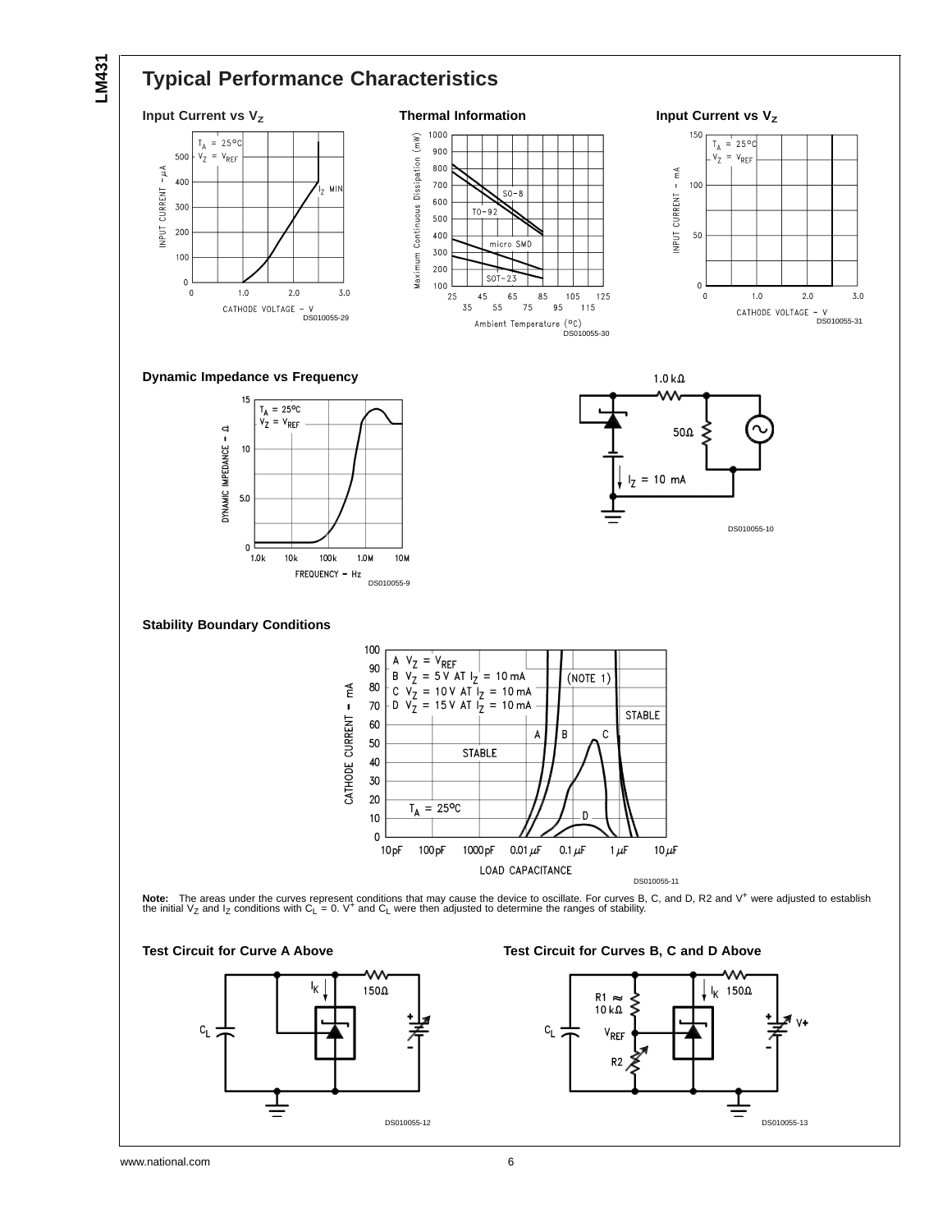## Typical Performance Characteristics

**Input Current vs $V_Z$**

DS010055-29

**Thermal Information**

DS010055-30

**Input Current vs $V_Z$**

DS010055-31

**Dynamic Impedance vs Frequency**

DS010055-9

DS010055-10

**Stability Boundary Conditions**

DS010055-11

**Note:** The areas under the curves represent conditions that may cause the device to oscillate. For curves B, C, and D, R2 and $V^+$ were adjusted to establish the initial $V_Z$ and $I_Z$ conditions with $C_L = 0$. $V^+$ and $C_L$ were then adjusted to determine the ranges of stability.

**Test Circuit for Curve A Above**

DS010055-12

**Test Circuit for Curves B, C and D Above**

DS010055-13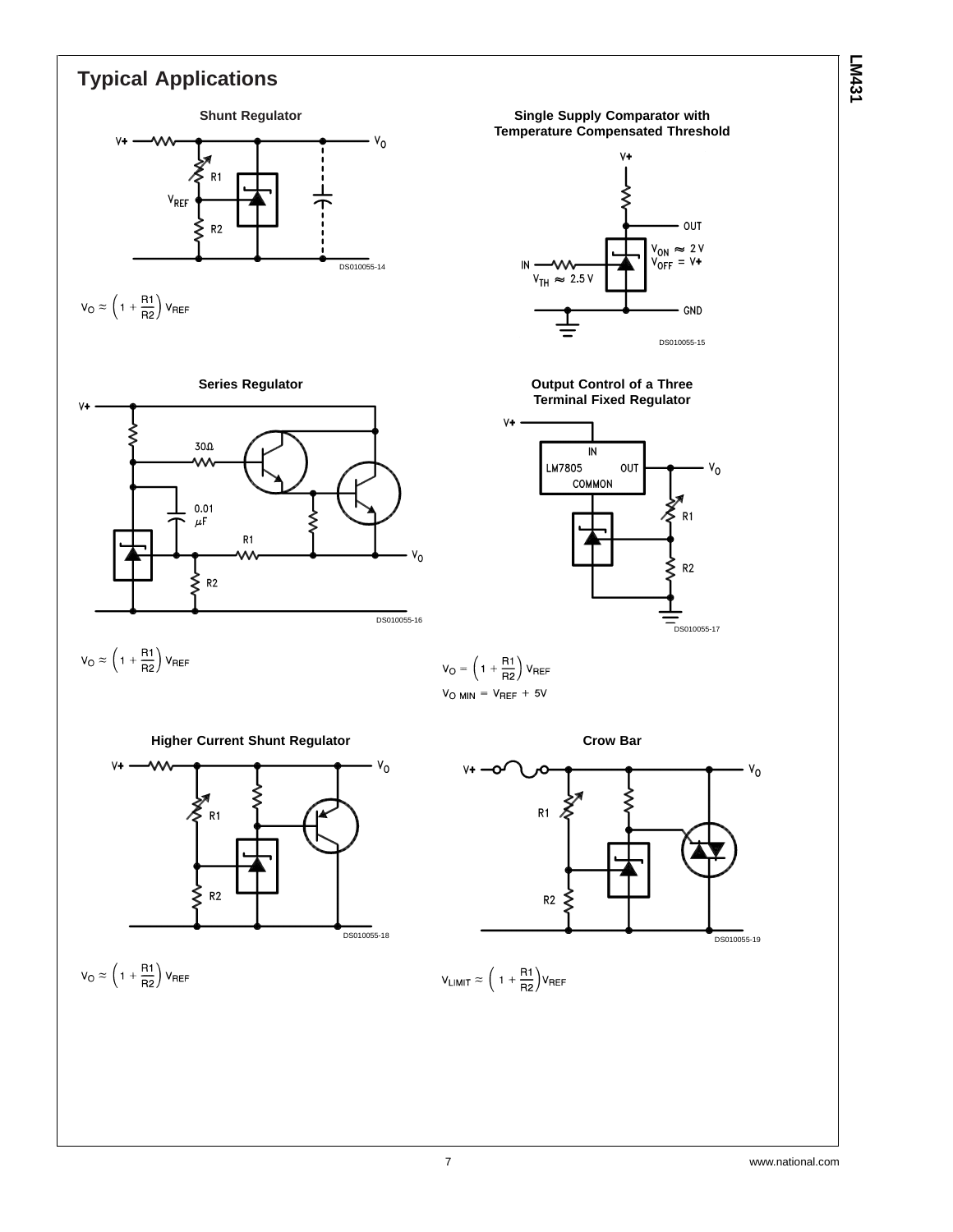## Typical Applications

### Shunt Regulator

DS010055-14

$$V_O \approx \left(1 + \frac{R1}{R2}\right) V_{REF}$$

### Single Supply Comparator with Temperature Compensated Threshold

$V_{ON} \approx 2\text{ V}$

$V_{OFF} = V+$

$V_{TH} \approx 2.5\text{ V}$

DS010055-15

### Series Regulator

DS010055-16

$$V_O \approx \left(1 + \frac{R1}{R2}\right) V_{REF}$$

### Output Control of a Three Terminal Fixed Regulator

DS010055-17

$$V_O = \left(1 + \frac{R1}{R2}\right) V_{REF}$$

$$V_{O\ MIN} = V_{REF} + 5V$$

### Higher Current Shunt Regulator

DS010055-18

$$V_O \approx \left(1 + \frac{R1}{R2}\right) V_{REF}$$

### Crow Bar

DS010055-19

$$V_{LIMIT} \approx \left(1 + \frac{R1}{R2}\right) V_{REF}$$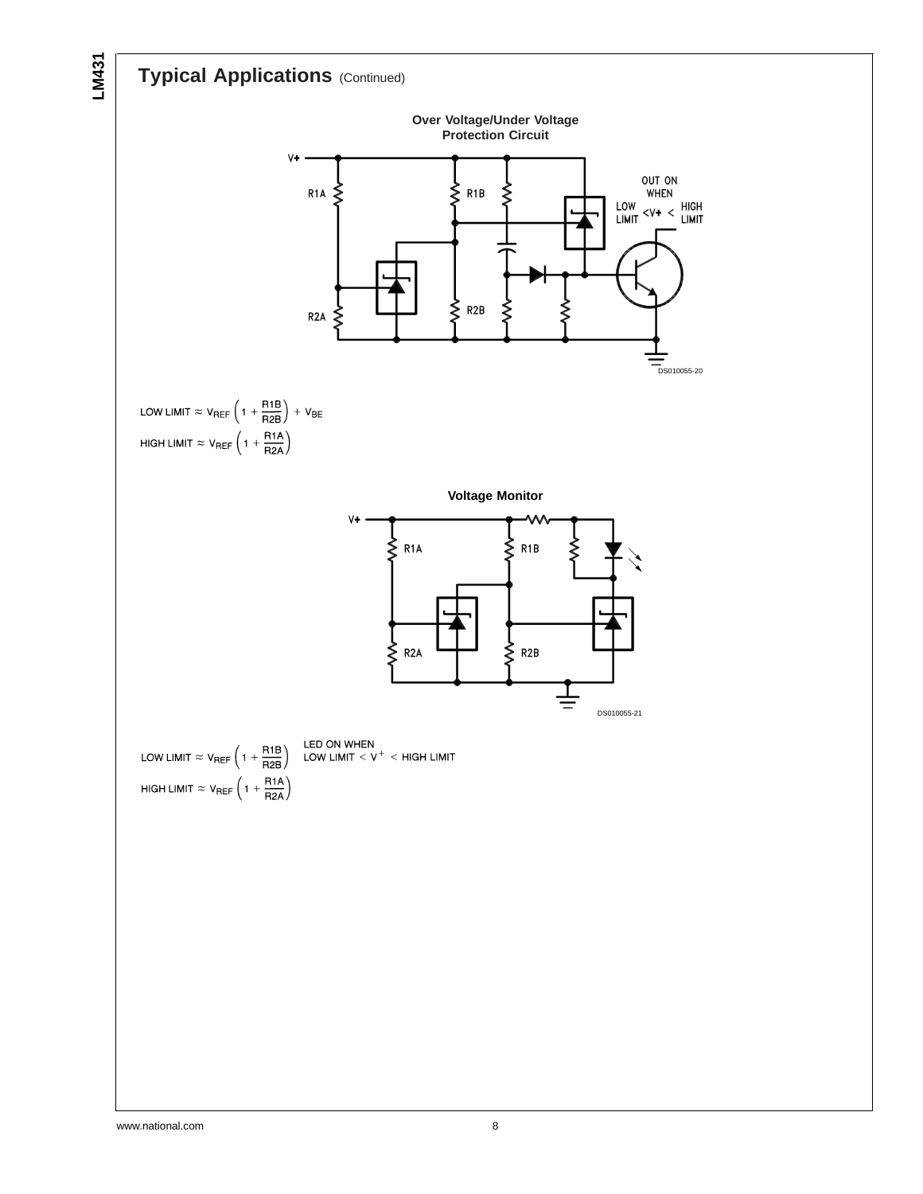## Typical Applications (Continued)

**Over Voltage/Under Voltage Protection Circuit**

OUT ON WHEN LOW LIMIT < V+ < HIGH LIMIT

DS010055-20

$$\text{LOW LIMIT} \approx V_{REF}\left(1 + \frac{R1B}{R2B}\right) + V_{BE}$$

$$\text{HIGH LIMIT} \approx V_{REF}\left(1 + \frac{R1A}{R2A}\right)$$

**Voltage Monitor**

DS010055-21

$$\text{LOW LIMIT} \approx V_{REF}\left(1 + \frac{R1B}{R2B}\right)$$

LED ON WHEN LOW LIMIT $< V^{+} <$ HIGH LIMIT

$$\text{HIGH LIMIT} \approx V_{REF}\left(1 + \frac{R1A}{R2A}\right)$$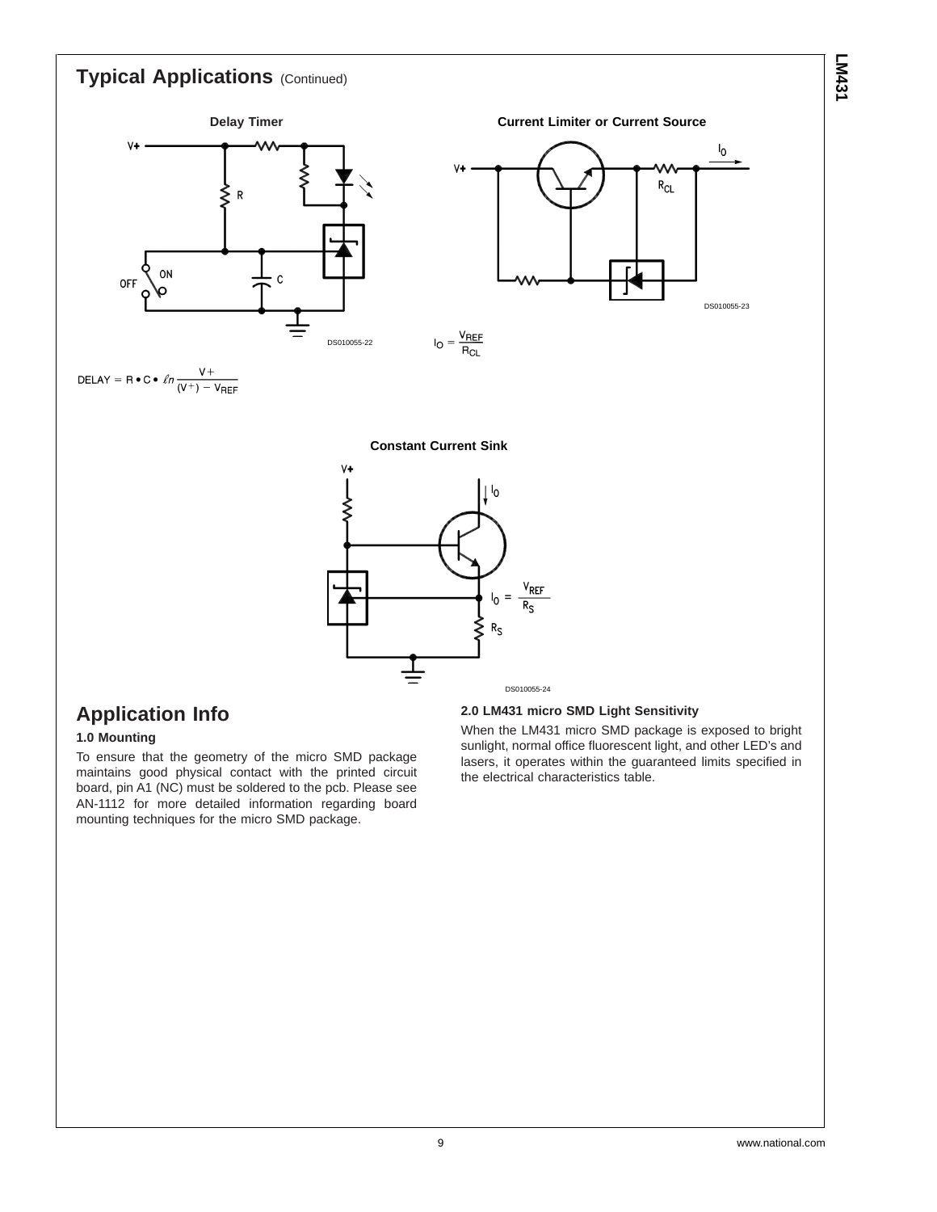## Typical Applications (Continued)

**Delay Timer**

DS010055-22

$$DELAY = R \bullet C \bullet \ell n \frac{V+}{(V+) - V_{REF}}$$

**Current Limiter or Current Source**

DS010055-23

$$I_O = \frac{V_{REF}}{R_{CL}}$$

**Constant Current Sink**

$$I_O = \frac{V_{REF}}{R_S}$$

DS010055-24

# Application Info

### 1.0 Mounting

To ensure that the geometry of the micro SMD package maintains good physical contact with the printed circuit board, pin A1 (NC) must be soldered to the pcb. Please see AN-1112 for more detailed information regarding board mounting techniques for the micro SMD package.

### 2.0 LM431 micro SMD Light Sensitivity

When the LM431 micro SMD package is exposed to bright sunlight, normal office fluorescent light, and other LED's and lasers, it operates within the guaranteed limits specified in the electrical characteristics table.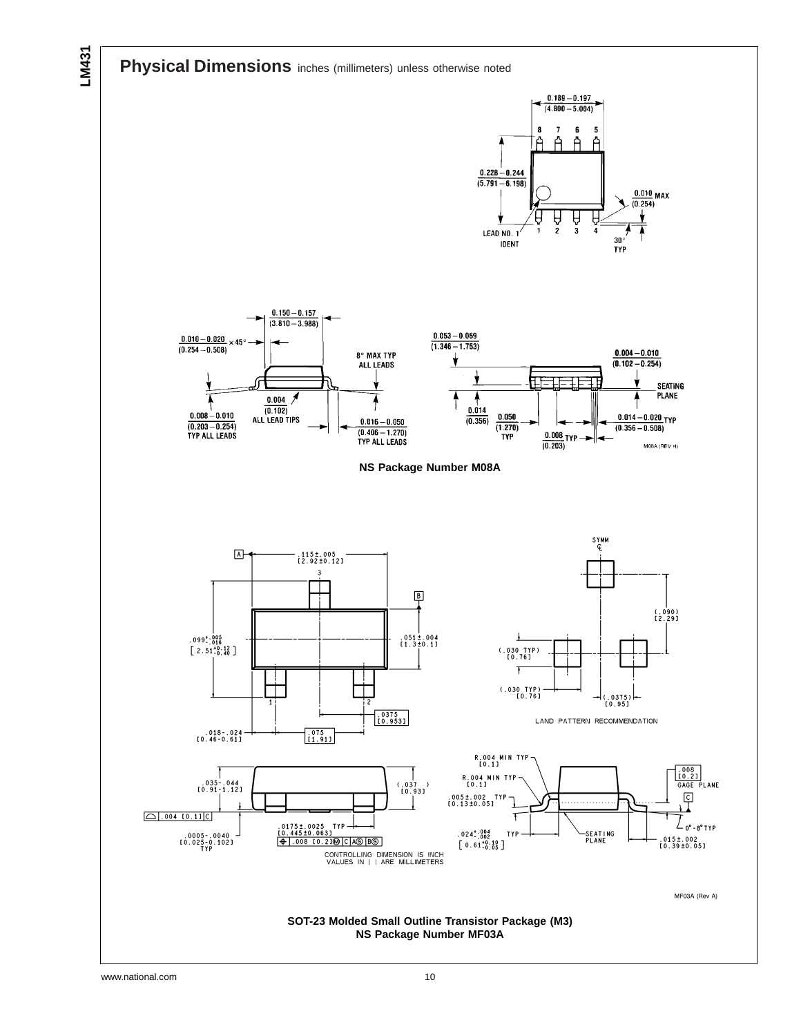## Physical Dimensions inches (millimeters) unless otherwise noted

**NS Package Number M08A**

**SOT-23 Molded Small Outline Transistor Package (M3)**
**NS Package Number MF03A**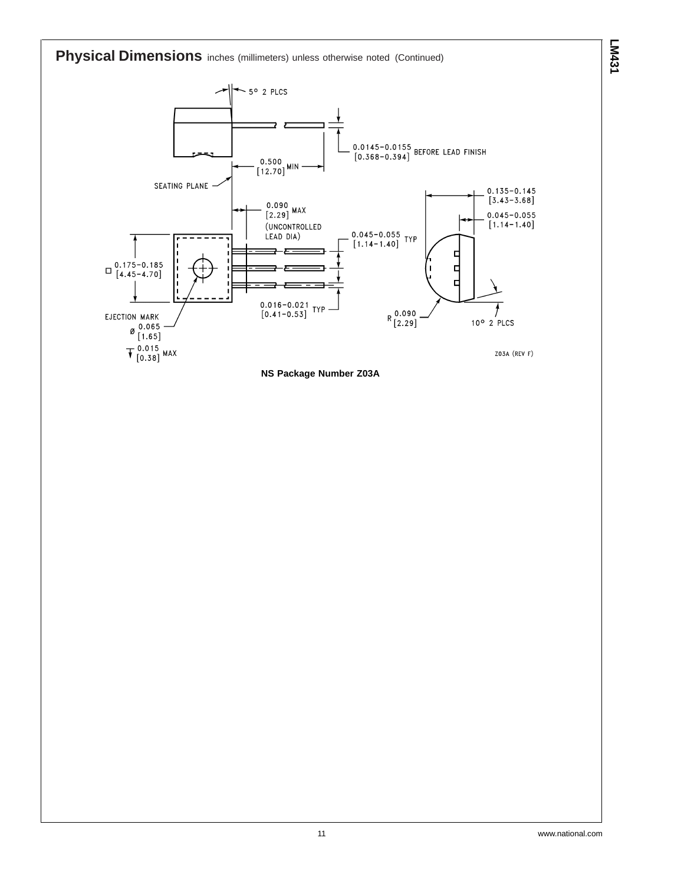## Physical Dimensions inches (millimeters) unless otherwise noted (Continued)

5° 2 PLCS

0.0145–0.0155 [0.368–0.394] BEFORE LEAD FINISH

0.500 [12.70] MIN

SEATING PLANE

0.090 [2.29] MAX (UNCONTROLLED LEAD DIA)

0.135–0.145 [3.43–3.68]

0.045–0.055 [1.14–1.40]

0.045–0.055 [1.14–1.40] TYP

□ 0.175–0.185 [4.45–4.70]

0.016–0.021 [0.41–0.53] TYP

EJECTION MARK Ø 0.065 [1.65]

0.015 [0.38] MAX

R 0.090 [2.29]

10° 2 PLCS

Z03A (REV F)

**NS Package Number Z03A**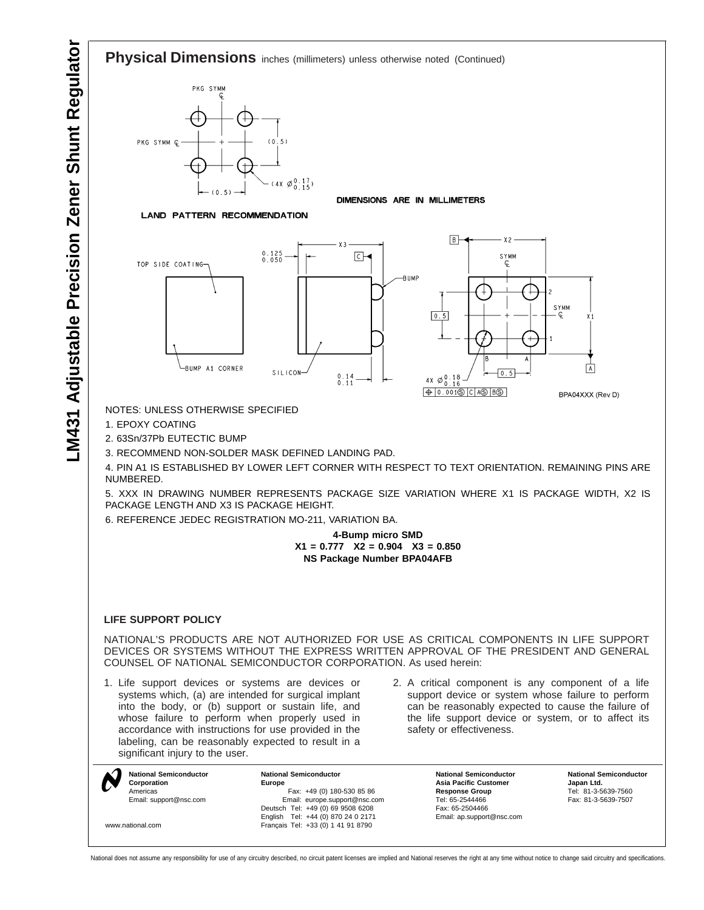## Physical Dimensions inches (millimeters) unless otherwise noted (Continued)

PKG SYMM

PKG SYMM

(0.5)

(0.5)

(4X Ø 0.17 / 0.15)

DIMENSIONS ARE IN MILLIMETERS

LAND PATTERN RECOMMENDATION

TOP SIDE COATING

BUMP A1 CORNER

0.125 / 0.050

X3

C

BUMP

SILICON

0.14 / 0.11

B

X2

SYMM

2

1

SYMM

X1

0.5

B A

A

0.5

4X Ø 0.18 / 0.16

0.001 Ⓢ C A Ⓢ B Ⓢ

BPA04XXX (Rev D)

NOTES: UNLESS OTHERWISE SPECIFIED

1. EPOXY COATING
2. 63Sn/37Pb EUTECTIC BUMP
3. RECOMMEND NON-SOLDER MASK DEFINED LANDING PAD.
4. PIN A1 IS ESTABLISHED BY LOWER LEFT CORNER WITH RESPECT TO TEXT ORIENTATION. REMAINING PINS ARE NUMBERED.
5. XXX IN DRAWING NUMBER REPRESENTS PACKAGE SIZE VARIATION WHERE X1 IS PACKAGE WIDTH, X2 IS PACKAGE LENGTH AND X3 IS PACKAGE HEIGHT.
6. REFERENCE JEDEC REGISTRATION MO-211, VARIATION BA.

**4-Bump micro SMD**
**X1 = 0.777 X2 = 0.904 X3 = 0.850**
**NS Package Number BPA04AFB**

### LIFE SUPPORT POLICY

NATIONAL'S PRODUCTS ARE NOT AUTHORIZED FOR USE AS CRITICAL COMPONENTS IN LIFE SUPPORT DEVICES OR SYSTEMS WITHOUT THE EXPRESS WRITTEN APPROVAL OF THE PRESIDENT AND GENERAL COUNSEL OF NATIONAL SEMICONDUCTOR CORPORATION. As used herein:

1. Life support devices or systems are devices or systems which, (a) are intended for surgical implant into the body, or (b) support or sustain life, and whose failure to perform when properly used in accordance with instructions for use provided in the labeling, can be reasonably expected to result in a significant injury to the user.
2. A critical component is any component of a life support device or system whose failure to perform can be reasonably expected to cause the failure of the life support device or system, or to affect its safety or effectiveness.

**National Semiconductor Corporation**
Americas
Email: support@nsc.com

www.national.com

**National Semiconductor Europe**
Fax: +49 (0) 180-530 85 86
Email: europe.support@nsc.com
Deutsch Tel: +49 (0) 69 9508 6208
English Tel: +44 (0) 870 24 0 2171
Français Tel: +33 (0) 1 41 91 8790

**National Semiconductor Asia Pacific Customer Response Group**
Tel: 65-2544466
Fax: 65-2504466
Email: ap.support@nsc.com

**National Semiconductor Japan Ltd.**
Tel: 81-3-5639-7560
Fax: 81-3-5639-7507

National does not assume any responsibility for use of any circuitry described, no circuit patent licenses are implied and National reserves the right at any time without notice to change said circuitry and specifications.